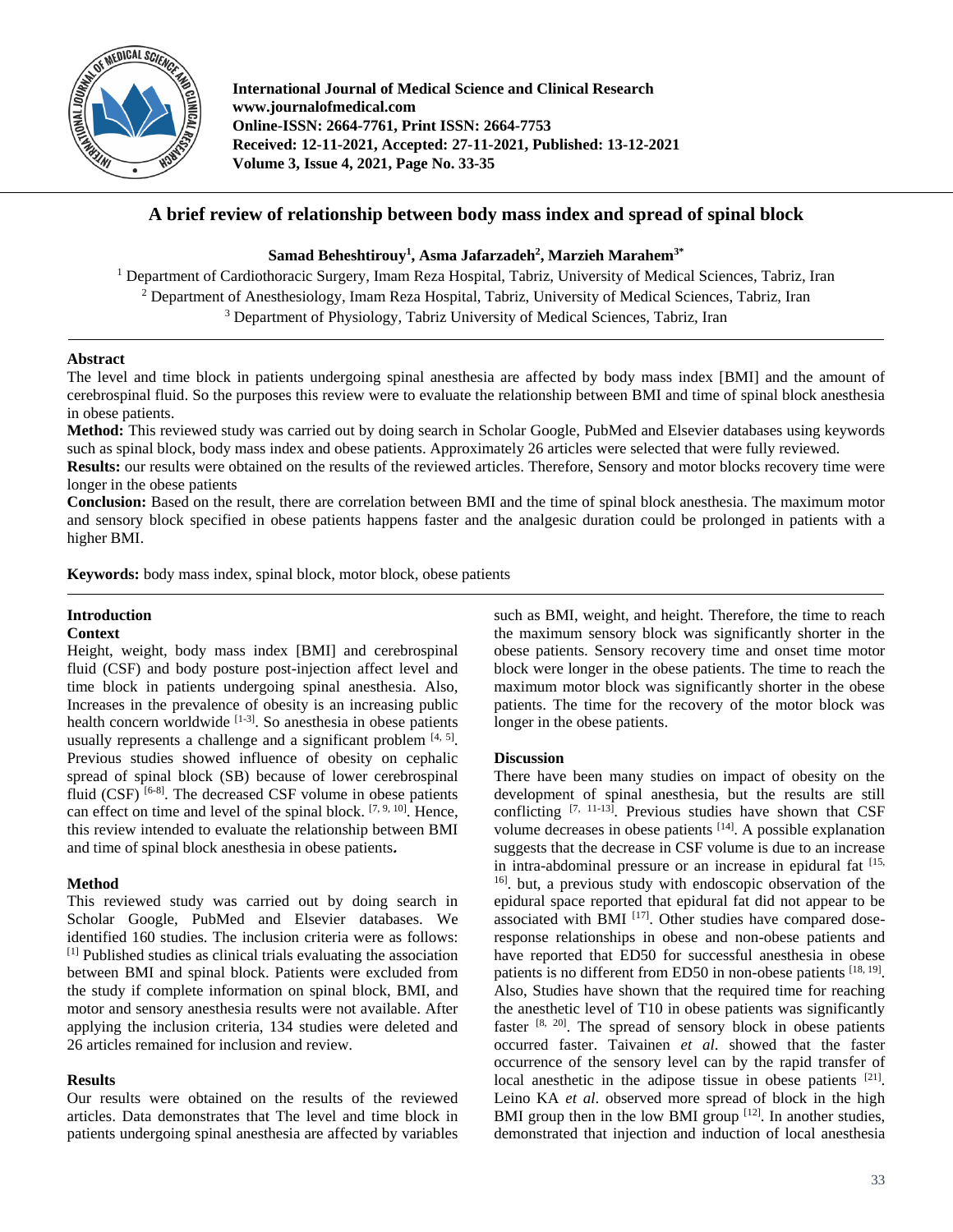# A brief review of relationship between body mass index and spread of spinal block

**Samad Beheshtirouy[1], Asma Jafarzadeh[2], Marzieh Marahem[3*]**

[1] Department of Cardiothoracic Surgery, Imam Reza Hospital, Tabriz, University of Medical Sciences, Tabriz, Iran
[2] Department of Anesthesiology, Imam Reza Hospital, Tabriz, University of Medical Sciences, Tabriz, Iran
[3] Department of Physiology, Tabriz University of Medical Sciences, Tabriz, Iran

## Abstract

The level and time block in patients undergoing spinal anesthesia are affected by body mass index [BMI] and the amount of cerebrospinal fluid. So the purposes this review were to evaluate the relationship between BMI and time of spinal block anesthesia in obese patients.

**Method:** This reviewed study was carried out by doing search in Scholar Google, PubMed and Elsevier databases using keywords such as spinal block, body mass index and obese patients. Approximately 26 articles were selected that were fully reviewed.

**Results:** our results were obtained on the results of the reviewed articles. Therefore, Sensory and motor blocks recovery time were longer in the obese patients

**Conclusion:** Based on the result, there are correlation between BMI and the time of spinal block anesthesia. The maximum motor and sensory block specified in obese patients happens faster and the analgesic duration could be prolonged in patients with a higher BMI.

**Keywords:** body mass index, spinal block, motor block, obese patients

## Introduction

### Context

Height, weight, body mass index [BMI] and cerebrospinal fluid (CSF) and body posture post-injection affect level and time block in patients undergoing spinal anesthesia. Also, Increases in the prevalence of obesity is an increasing public health concern worldwide [1-3]. So anesthesia in obese patients usually represents a challenge and a significant problem [4, 5]. Previous studies showed influence of obesity on cephalic spread of spinal block (SB) because of lower cerebrospinal fluid (CSF) [6-8]. The decreased CSF volume in obese patients can effect on time and level of the spinal block. [7, 9, 10]. Hence, this review intended to evaluate the relationship between BMI and time of spinal block anesthesia in obese patients**.**

## Method

This reviewed study was carried out by doing search in Scholar Google, PubMed and Elsevier databases. We identified 160 studies. The inclusion criteria were as follows: [1] Published studies as clinical trials evaluating the association between BMI and spinal block. Patients were excluded from the study if complete information on spinal block, BMI, and motor and sensory anesthesia results were not available. After applying the inclusion criteria, 134 studies were deleted and 26 articles remained for inclusion and review.

## Results

Our results were obtained on the results of the reviewed articles. Data demonstrates that The level and time block in patients undergoing spinal anesthesia are affected by variables such as BMI, weight, and height. Therefore, the time to reach the maximum sensory block was significantly shorter in the obese patients. Sensory recovery time and onset time motor block were longer in the obese patients. The time to reach the maximum motor block was significantly shorter in the obese patients. The time for the recovery of the motor block was longer in the obese patients.

## Discussion

There have been many studies on impact of obesity on the development of spinal anesthesia, but the results are still conflicting [7, 11-13]. Previous studies have shown that CSF volume decreases in obese patients [14]. A possible explanation suggests that the decrease in CSF volume is due to an increase in intra-abdominal pressure or an increase in epidural fat [15, 16]. but, a previous study with endoscopic observation of the epidural space reported that epidural fat did not appear to be associated with BMI [17]. Other studies have compared dose-response relationships in obese and non-obese patients and have reported that ED50 for successful anesthesia in obese patients is no different from ED50 in non-obese patients [18, 19]. Also, Studies have shown that the required time for reaching the anesthetic level of T10 in obese patients was significantly faster [8, 20]. The spread of sensory block in obese patients occurred faster. Taivainen *et al*. showed that the faster occurrence of the sensory level can by the rapid transfer of local anesthetic in the adipose tissue in obese patients [21]. Leino KA *et al*. observed more spread of block in the high BMI group then in the low BMI group [12]. In another studies, demonstrated that injection and induction of local anesthesia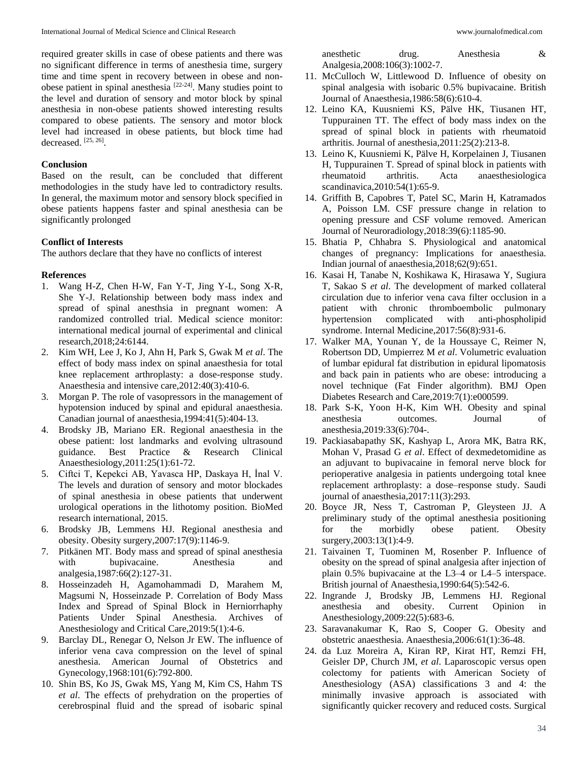required greater skills in case of obese patients and there was no significant difference in terms of anesthesia time, surgery time and time spent in recovery between in obese and non-obese patient in spinal anesthesia [22-24]. Many studies point to the level and duration of sensory and motor block by spinal anesthesia in non-obese patients showed interesting results compared to obese patients. The sensory and motor block level had increased in obese patients, but block time had decreased. [25, 26].

**Conclusion**

Based on the result, can be concluded that different methodologies in the study have led to contradictory results. In general, the maximum motor and sensory block specified in obese patients happens faster and spinal anesthesia can be significantly prolonged

**Conflict of Interests**

The authors declare that they have no conflicts of interest

**References**

1. Wang H-Z, Chen H-W, Fan Y-T, Jing Y-L, Song X-R, She Y-J. Relationship between body mass index and spread of spinal anesthsia in pregnant women: A randomized controlled trial. Medical science monitor: international medical journal of experimental and clinical research,2018;24:6144.
2. Kim WH, Lee J, Ko J, Ahn H, Park S, Gwak M *et al*. The effect of body mass index on spinal anaesthesia for total knee replacement arthroplasty: a dose-response study. Anaesthesia and intensive care,2012:40(3):410-6.
3. Morgan P. The role of vasopressors in the management of hypotension induced by spinal and epidural anaesthesia. Canadian journal of anaesthesia,1994:41(5):404-13.
4. Brodsky JB, Mariano ER. Regional anaesthesia in the obese patient: lost landmarks and evolving ultrasound guidance. Best Practice & Research Clinical Anaesthesiology,2011:25(1):61-72.
5. Ciftci T, Kepekci AB, Yavasca HP, Daskaya H, İnal V. The levels and duration of sensory and motor blockades of spinal anesthesia in obese patients that underwent urological operations in the lithotomy position. BioMed research international, 2015.
6. Brodsky JB, Lemmens HJ. Regional anesthesia and obesity. Obesity surgery,2007:17(9):1146-9.
7. Pitkänen MT. Body mass and spread of spinal anesthesia with bupivacaine. Anesthesia and analgesia,1987:66(2):127-31.
8. Hosseinzadeh H, Agamohammadi D, Marahem M, Magsumi N, Hosseinzade P. Correlation of Body Mass Index and Spread of Spinal Block in Herniorrhaphy Patients Under Spinal Anesthesia. Archives of Anesthesiology and Critical Care,2019:5(1):4-6.
9. Barclay DL, Renegar O, Nelson Jr EW. The influence of inferior vena cava compression on the level of spinal anesthesia. American Journal of Obstetrics and Gynecology,1968:101(6):792-800.
10. Shin BS, Ko JS, Gwak MS, Yang M, Kim CS, Hahm TS *et al*. The effects of prehydration on the properties of cerebrospinal fluid and the spread of isobaric spinal anesthetic drug. Anesthesia & Analgesia,2008:106(3):1002-7.
11. McCulloch W, Littlewood D. Influence of obesity on spinal analgesia with isobaric 0.5% bupivacaine. British Journal of Anaesthesia,1986:58(6):610-4.
12. Leino KA, Kuusniemi KS, Pälve HK, Tiusanen HT, Tuppurainen TT. The effect of body mass index on the spread of spinal block in patients with rheumatoid arthritis. Journal of anesthesia,2011:25(2):213-8.
13. Leino K, Kuusniemi K, Pälve H, Korpelainen J, Tiusanen H, Tuppurainen T. Spread of spinal block in patients with rheumatoid arthritis. Acta anaesthesiologica scandinavica,2010:54(1):65-9.
14. Griffith B, Capobres T, Patel SC, Marin H, Katramados A, Poisson LM. CSF pressure change in relation to opening pressure and CSF volume removed. American Journal of Neuroradiology,2018:39(6):1185-90.
15. Bhatia P, Chhabra S. Physiological and anatomical changes of pregnancy: Implications for anaesthesia. Indian journal of anaesthesia,2018;62(9):651.
16. Kasai H, Tanabe N, Koshikawa K, Hirasawa Y, Sugiura T, Sakao S *et al*. The development of marked collateral circulation due to inferior vena cava filter occlusion in a patient with chronic thromboembolic pulmonary hypertension complicated with anti-phospholipid syndrome. Internal Medicine,2017:56(8):931-6.
17. Walker MA, Younan Y, de la Houssaye C, Reimer N, Robertson DD, Umpierrez M *et al*. Volumetric evaluation of lumbar epidural fat distribution in epidural lipomatosis and back pain in patients who are obese: introducing a novel technique (Fat Finder algorithm). BMJ Open Diabetes Research and Care,2019:7(1):e000599.
18. Park S-K, Yoon H-K, Kim WH. Obesity and spinal anesthesia outcomes. Journal of anesthesia,2019:33(6):704-.
19. Packiasabapathy SK, Kashyap L, Arora MK, Batra RK, Mohan V, Prasad G *et al*. Effect of dexmedetomidine as an adjuvant to bupivacaine in femoral nerve block for perioperative analgesia in patients undergoing total knee replacement arthroplasty: a dose–response study. Saudi journal of anaesthesia,2017:11(3):293.
20. Boyce JR, Ness T, Castroman P, Gleysteen JJ. A preliminary study of the optimal anesthesia positioning for the morbidly obese patient. Obesity surgery,2003:13(1):4-9.
21. Taivainen T, Tuominen M, Rosenber P. Influence of obesity on the spread of spinal analgesia after injection of plain 0.5% bupivacaine at the L3–4 or L4–5 interspace. British journal of Anaesthesia,1990:64(5):542-6.
22. Ingrande J, Brodsky JB, Lemmens HJ. Regional anesthesia and obesity. Current Opinion in Anesthesiology,2009:22(5):683-6.
23. Saravanakumar K, Rao S, Cooper G. Obesity and obstetric anaesthesia. Anaesthesia,2006:61(1):36-48.
24. da Luz Moreira A, Kiran RP, Kirat HT, Remzi FH, Geisler DP, Church JM, *et al*. Laparoscopic versus open colectomy for patients with American Society of Anesthesiology (ASA) classifications 3 and 4: the minimally invasive approach is associated with significantly quicker recovery and reduced costs. Surgical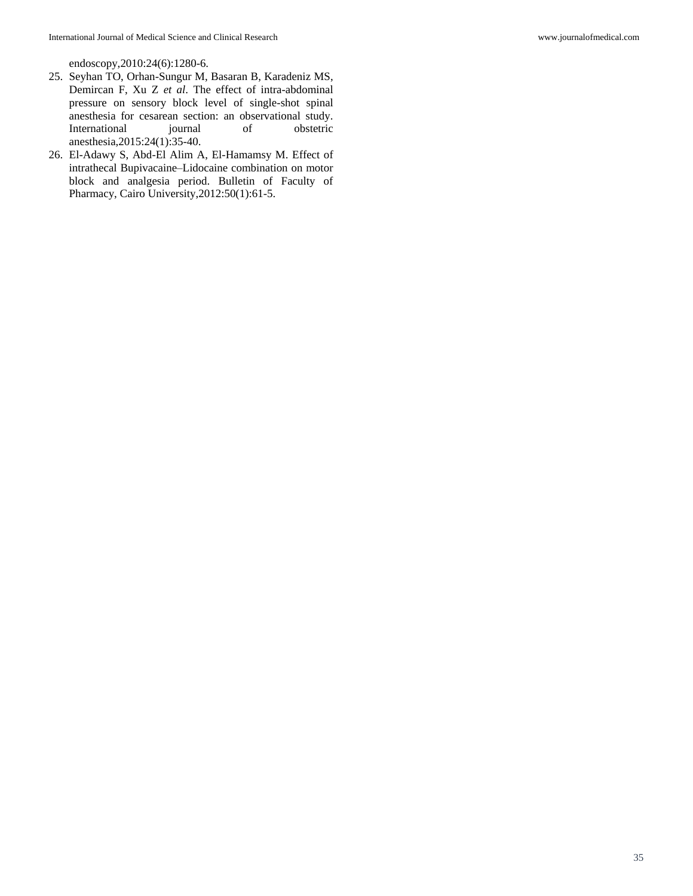endoscopy,2010:24(6):1280-6.

25. Seyhan TO, Orhan-Sungur M, Basaran B, Karadeniz MS, Demircan F, Xu Z *et al*. The effect of intra-abdominal pressure on sensory block level of single-shot spinal anesthesia for cesarean section: an observational study. International journal of obstetric anesthesia,2015:24(1):35-40.
26. El-Adawy S, Abd-El Alim A, El-Hamamsy M. Effect of intrathecal Bupivacaine–Lidocaine combination on motor block and analgesia period. Bulletin of Faculty of Pharmacy, Cairo University,2012:50(1):61-5.